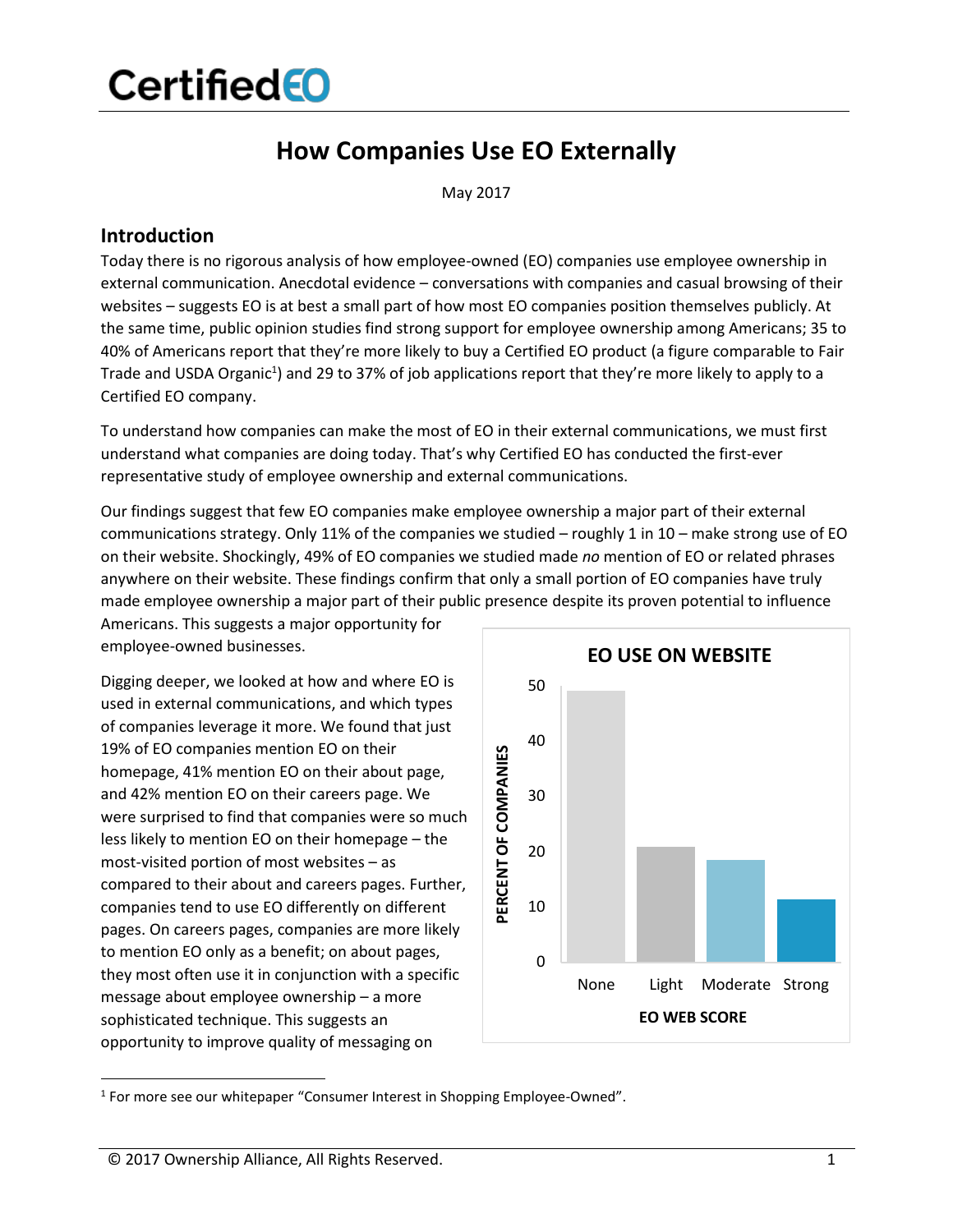# CertifiedEO

## How Companies Use EO Externally

May 2017

### Introduction

Today there is no rigorous analysis of how employee-owned (EO) companies use employee ownership in external communication. Anecdotal evidence – conversations with companies and casual browsing of their websites – suggests EO is at best a small part of how most EO companies position themselves publicly. At the same time, public opinion studies find strong support for employee ownership among Americans; 35 to 40% of Americans report that they're more likely to buy a Certified EO product (a figure comparable to Fair Trade and USDA Organic[1]) and 29 to 37% of job applications report that they're more likely to apply to a Certified EO company.

To understand how companies can make the most of EO in their external communications, we must first understand what companies are doing today. That's why Certified EO has conducted the first-ever representative study of employee ownership and external communications.

Our findings suggest that few EO companies make employee ownership a major part of their external communications strategy. Only 11% of the companies we studied – roughly 1 in 10 – make strong use of EO on their website. Shockingly, 49% of EO companies we studied made *no* mention of EO or related phrases anywhere on their website. These findings confirm that only a small portion of EO companies have truly made employee ownership a major part of their public presence despite its proven potential to influence Americans. This suggests a major opportunity for employee-owned businesses.

Digging deeper, we looked at how and where EO is used in external communications, and which types of companies leverage it more. We found that just 19% of EO companies mention EO on their homepage, 41% mention EO on their about page, and 42% mention EO on their careers page. We were surprised to find that companies were so much less likely to mention EO on their homepage – the most-visited portion of most websites – as compared to their about and careers pages. Further, companies tend to use EO differently on different pages. On careers pages, companies are more likely to mention EO only as a benefit; on about pages, they most often use it in conjunction with a specific message about employee ownership – a more sophisticated technique. This suggests an opportunity to improve quality of messaging on

**EO USE ON WEBSITE**

| EO Web Score | Percent of Companies (approx.) |
| --- | --- |
| None | 49 |
| Light | 21 |
| Moderate | 18.5 |
| Strong | 11.5 |

[1] For more see our whitepaper "Consumer Interest in Shopping Employee-Owned".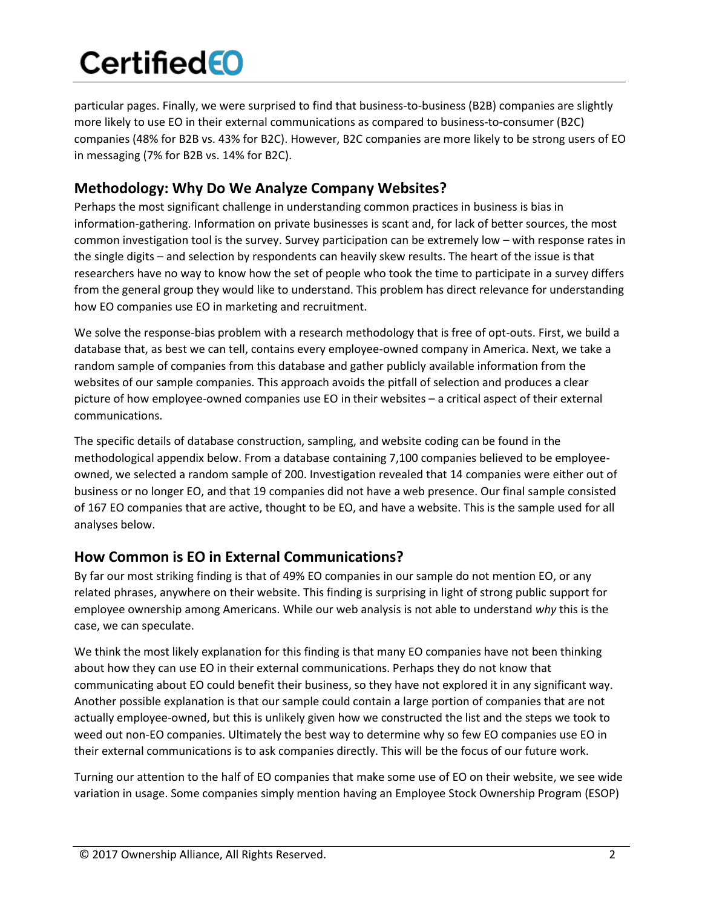particular pages. Finally, we were surprised to find that business-to-business (B2B) companies are slightly more likely to use EO in their external communications as compared to business-to-consumer (B2C) companies (48% for B2B vs. 43% for B2C). However, B2C companies are more likely to be strong users of EO in messaging (7% for B2B vs. 14% for B2C).

## Methodology: Why Do We Analyze Company Websites?

Perhaps the most significant challenge in understanding common practices in business is bias in information-gathering. Information on private businesses is scant and, for lack of better sources, the most common investigation tool is the survey. Survey participation can be extremely low – with response rates in the single digits – and selection by respondents can heavily skew results. The heart of the issue is that researchers have no way to know how the set of people who took the time to participate in a survey differs from the general group they would like to understand. This problem has direct relevance for understanding how EO companies use EO in marketing and recruitment.

We solve the response-bias problem with a research methodology that is free of opt-outs. First, we build a database that, as best we can tell, contains every employee-owned company in America. Next, we take a random sample of companies from this database and gather publicly available information from the websites of our sample companies. This approach avoids the pitfall of selection and produces a clear picture of how employee-owned companies use EO in their websites – a critical aspect of their external communications.

The specific details of database construction, sampling, and website coding can be found in the methodological appendix below. From a database containing 7,100 companies believed to be employee-owned, we selected a random sample of 200. Investigation revealed that 14 companies were either out of business or no longer EO, and that 19 companies did not have a web presence. Our final sample consisted of 167 EO companies that are active, thought to be EO, and have a website. This is the sample used for all analyses below.

## How Common is EO in External Communications?

By far our most striking finding is that of 49% EO companies in our sample do not mention EO, or any related phrases, anywhere on their website. This finding is surprising in light of strong public support for employee ownership among Americans. While our web analysis is not able to understand *why* this is the case, we can speculate.

We think the most likely explanation for this finding is that many EO companies have not been thinking about how they can use EO in their external communications. Perhaps they do not know that communicating about EO could benefit their business, so they have not explored it in any significant way. Another possible explanation is that our sample could contain a large portion of companies that are not actually employee-owned, but this is unlikely given how we constructed the list and the steps we took to weed out non-EO companies. Ultimately the best way to determine why so few EO companies use EO in their external communications is to ask companies directly. This will be the focus of our future work.

Turning our attention to the half of EO companies that make some use of EO on their website, we see wide variation in usage. Some companies simply mention having an Employee Stock Ownership Program (ESOP)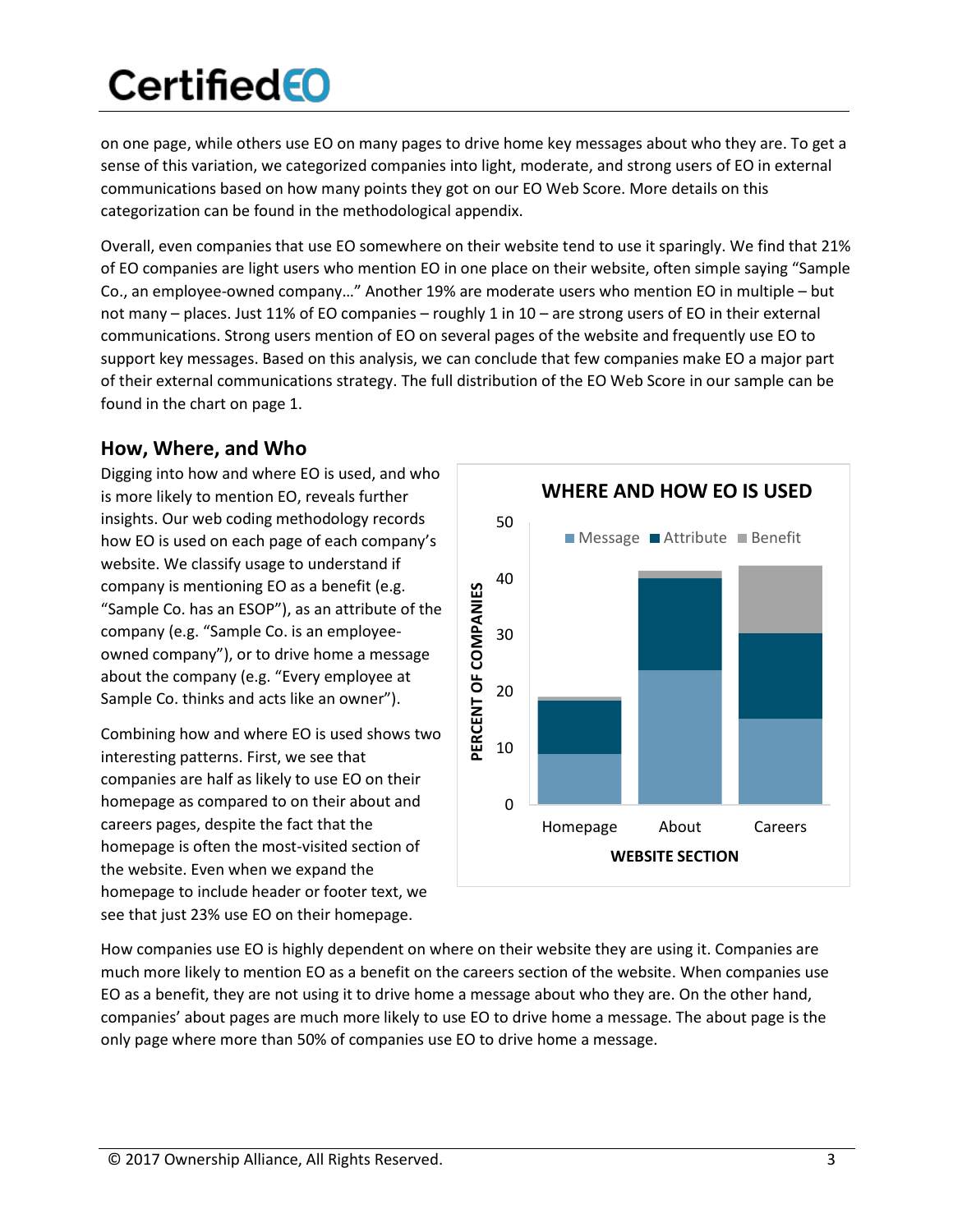on one page, while others use EO on many pages to drive home key messages about who they are. To get a sense of this variation, we categorized companies into light, moderate, and strong users of EO in external communications based on how many points they got on our EO Web Score. More details on this categorization can be found in the methodological appendix.

Overall, even companies that use EO somewhere on their website tend to use it sparingly. We find that 21% of EO companies are light users who mention EO in one place on their website, often simple saying "Sample Co., an employee-owned company…" Another 19% are moderate users who mention EO in multiple – but not many – places. Just 11% of EO companies – roughly 1 in 10 – are strong users of EO in their external communications. Strong users mention of EO on several pages of the website and frequently use EO to support key messages. Based on this analysis, we can conclude that few companies make EO a major part of their external communications strategy. The full distribution of the EO Web Score in our sample can be found in the chart on page 1.

## How, Where, and Who

Digging into how and where EO is used, and who is more likely to mention EO, reveals further insights. Our web coding methodology records how EO is used on each page of each company's website. We classify usage to understand if company is mentioning EO as a benefit (e.g. "Sample Co. has an ESOP"), as an attribute of the company (e.g. "Sample Co. is an employee-owned company"), or to drive home a message about the company (e.g. "Every employee at Sample Co. thinks and acts like an owner").

Combining how and where EO is used shows two interesting patterns. First, we see that companies are half as likely to use EO on their homepage as compared to on their about and careers pages, despite the fact that the homepage is often the most-visited section of the website. Even when we expand the homepage to include header or footer text, we see that just 23% use EO on their homepage.

**WHERE AND HOW EO IS USED**

| Website Section | Message | Attribute | Benefit |
|---|---|---|---|
| Homepage | ~9 | ~9.5 | ~0.5 |
| About | ~24 | ~16 | ~1.5 |
| Careers | ~15 | ~15 | ~12 |

*Y-axis: Percent of Companies (0–50); X-axis: Website Section*

How companies use EO is highly dependent on where on their website they are using it. Companies are much more likely to mention EO as a benefit on the careers section of the website. When companies use EO as a benefit, they are not using it to drive home a message about who they are. On the other hand, companies' about pages are much more likely to use EO to drive home a message. The about page is the only page where more than 50% of companies use EO to drive home a message.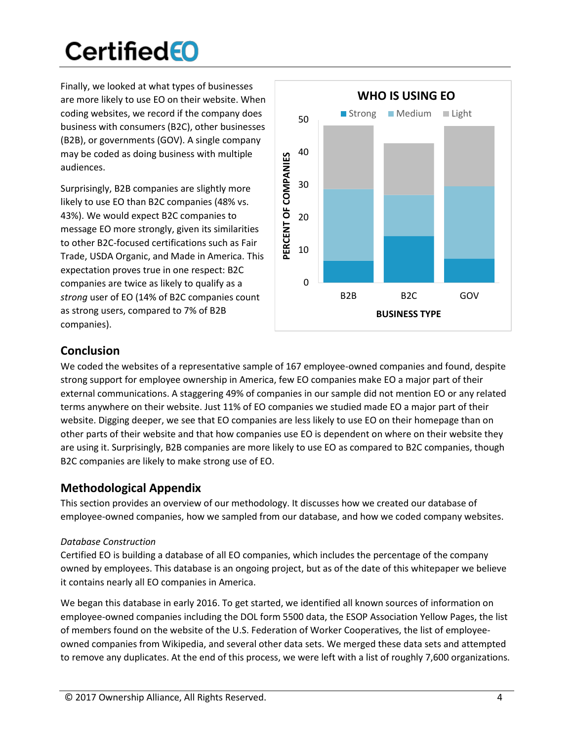Finally, we looked at what types of businesses are more likely to use EO on their website. When coding websites, we record if the company does business with consumers (B2C), other businesses (B2B), or governments (GOV). A single company may be coded as doing business with multiple audiences.

Surprisingly, B2B companies are slightly more likely to use EO than B2C companies (48% vs. 43%). We would expect B2C companies to message EO more strongly, given its similarities to other B2C-focused certifications such as Fair Trade, USDA Organic, and Made in America. This expectation proves true in one respect: B2C companies are twice as likely to qualify as a *strong* user of EO (14% of B2C companies count as strong users, compared to 7% of B2B companies).

**WHO IS USING EO**

## Conclusion

We coded the websites of a representative sample of 167 employee-owned companies and found, despite strong support for employee ownership in America, few EO companies make EO a major part of their external communications. A staggering 49% of companies in our sample did not mention EO or any related terms anywhere on their website. Just 11% of EO companies we studied made EO a major part of their website. Digging deeper, we see that EO companies are less likely to use EO on their homepage than on other parts of their website and that how companies use EO is dependent on where on their website they are using it. Surprisingly, B2B companies are more likely to use EO as compared to B2C companies, though B2C companies are likely to make strong use of EO.

## Methodological Appendix

This section provides an overview of our methodology. It discusses how we created our database of employee-owned companies, how we sampled from our database, and how we coded company websites.

*Database Construction*

Certified EO is building a database of all EO companies, which includes the percentage of the company owned by employees. This database is an ongoing project, but as of the date of this whitepaper we believe it contains nearly all EO companies in America.

We began this database in early 2016. To get started, we identified all known sources of information on employee-owned companies including the DOL form 5500 data, the ESOP Association Yellow Pages, the list of members found on the website of the U.S. Federation of Worker Cooperatives, the list of employee-owned companies from Wikipedia, and several other data sets. We merged these data sets and attempted to remove any duplicates. At the end of this process, we were left with a list of roughly 7,600 organizations.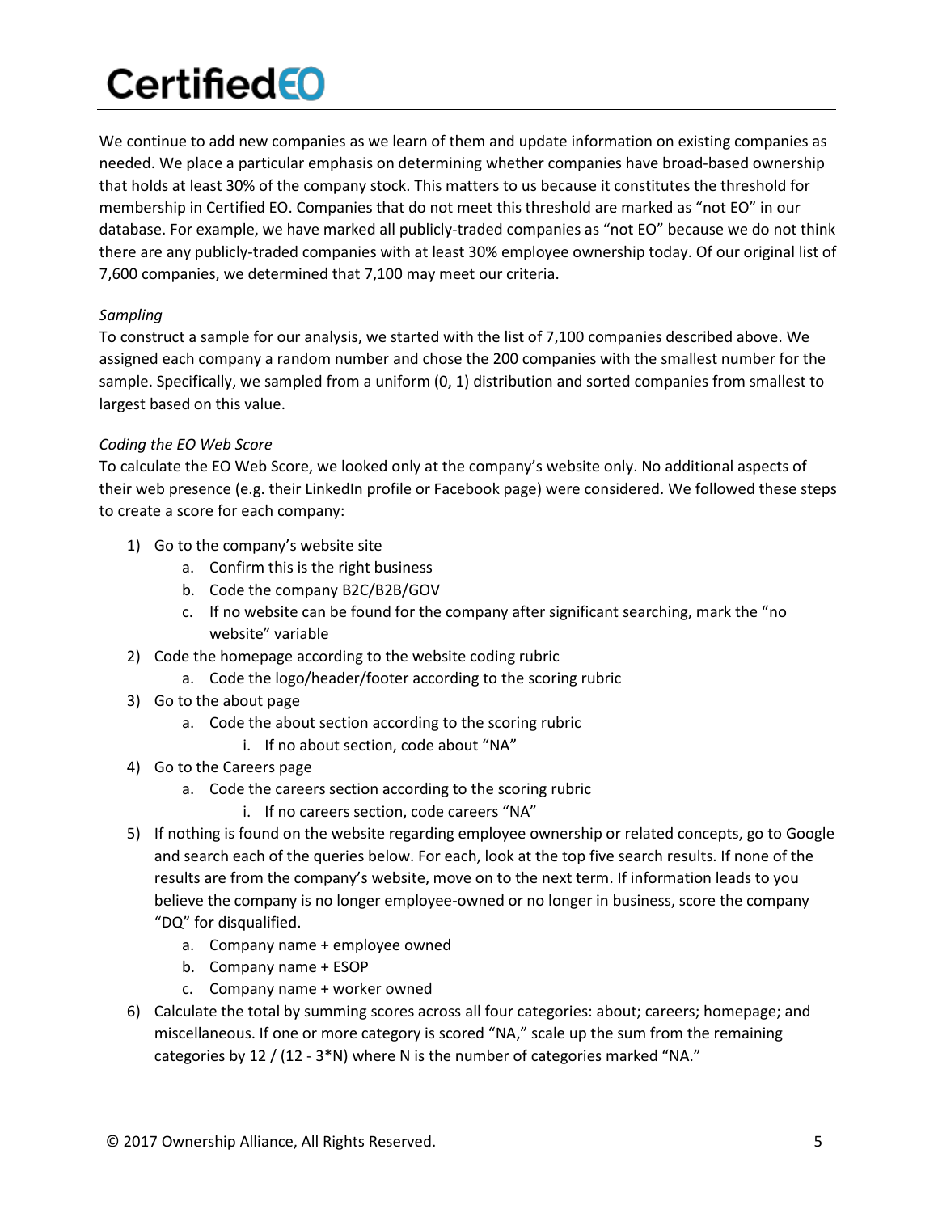We continue to add new companies as we learn of them and update information on existing companies as needed. We place a particular emphasis on determining whether companies have broad-based ownership that holds at least 30% of the company stock. This matters to us because it constitutes the threshold for membership in Certified EO. Companies that do not meet this threshold are marked as "not EO" in our database. For example, we have marked all publicly-traded companies as "not EO" because we do not think there are any publicly-traded companies with at least 30% employee ownership today. Of our original list of 7,600 companies, we determined that 7,100 may meet our criteria.

*Sampling*

To construct a sample for our analysis, we started with the list of 7,100 companies described above. We assigned each company a random number and chose the 200 companies with the smallest number for the sample. Specifically, we sampled from a uniform (0, 1) distribution and sorted companies from smallest to largest based on this value.

*Coding the EO Web Score*

To calculate the EO Web Score, we looked only at the company's website only. No additional aspects of their web presence (e.g. their LinkedIn profile or Facebook page) were considered. We followed these steps to create a score for each company:

1) Go to the company's website site
   a. Confirm this is the right business
   b. Code the company B2C/B2B/GOV
   c. If no website can be found for the company after significant searching, mark the "no website" variable
2) Code the homepage according to the website coding rubric
   a. Code the logo/header/footer according to the scoring rubric
3) Go to the about page
   a. Code the about section according to the scoring rubric
      i. If no about section, code about "NA"
4) Go to the Careers page
   a. Code the careers section according to the scoring rubric
      i. If no careers section, code careers "NA"
5) If nothing is found on the website regarding employee ownership or related concepts, go to Google and search each of the queries below. For each, look at the top five search results. If none of the results are from the company's website, move on to the next term. If information leads to you believe the company is no longer employee-owned or no longer in business, score the company "DQ" for disqualified.
   a. Company name + employee owned
   b. Company name + ESOP
   c. Company name + worker owned
6) Calculate the total by summing scores across all four categories: about; careers; homepage; and miscellaneous. If one or more category is scored "NA," scale up the sum from the remaining categories by 12 / (12 - 3*N) where N is the number of categories marked "NA."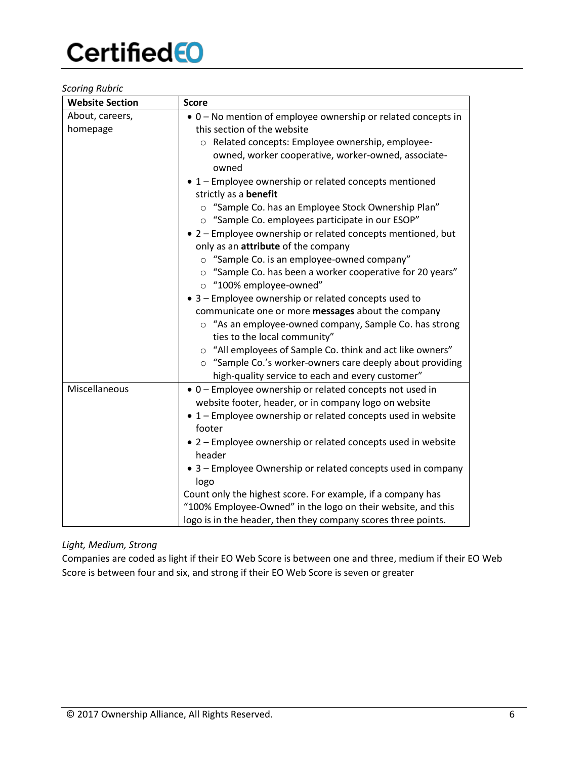*Scoring Rubric*

| Website Section | Score |
|---|---|
| About, careers, homepage | • 0 – No mention of employee ownership or related concepts in this section of the website<br>  ○ Related concepts: Employee ownership, employee-owned, worker cooperative, worker-owned, associate-owned<br>• 1 – Employee ownership or related concepts mentioned strictly as a **benefit**<br>  ○ "Sample Co. has an Employee Stock Ownership Plan"<br>  ○ "Sample Co. employees participate in our ESOP"<br>• 2 – Employee ownership or related concepts mentioned, but only as an **attribute** of the company<br>  ○ "Sample Co. is an employee-owned company"<br>  ○ "Sample Co. has been a worker cooperative for 20 years"<br>  ○ "100% employee-owned"<br>• 3 – Employee ownership or related concepts used to communicate one or more **messages** about the company<br>  ○ "As an employee-owned company, Sample Co. has strong ties to the local community"<br>  ○ "All employees of Sample Co. think and act like owners"<br>  ○ "Sample Co.'s worker-owners care deeply about providing high-quality service to each and every customer" |
| Miscellaneous | • 0 – Employee ownership or related concepts not used in website footer, header, or in company logo on website<br>• 1 – Employee ownership or related concepts used in website footer<br>• 2 – Employee ownership or related concepts used in website header<br>• 3 – Employee Ownership or related concepts used in company logo<br>Count only the highest score. For example, if a company has "100% Employee-Owned" in the logo on their website, and this logo is in the header, then they company scores three points. |

*Light, Medium, Strong*

Companies are coded as light if their EO Web Score is between one and three, medium if their EO Web Score is between four and six, and strong if their EO Web Score is seven or greater